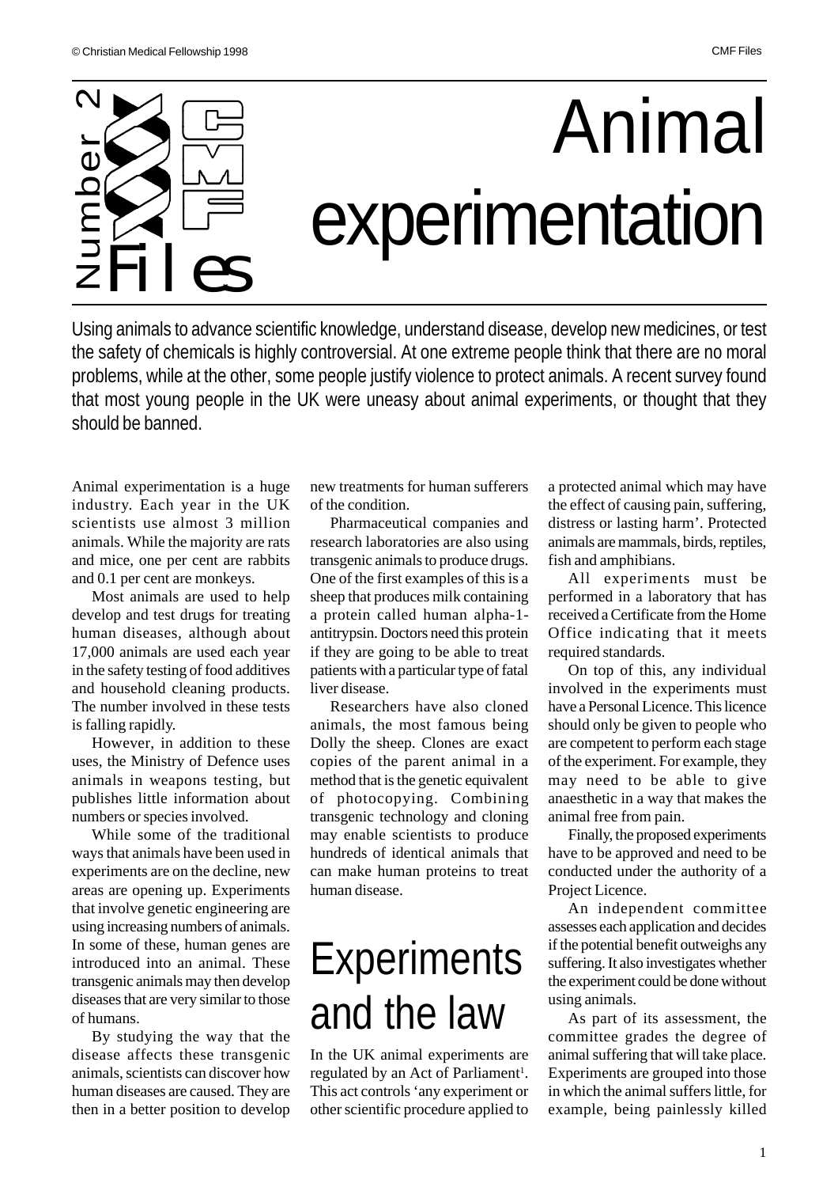# Animal experimentation

Using animals to advance scientific knowledge, understand disease, develop new medicines, or test the safety of chemicals is highly controversial. At one extreme people think that there are no moral problems, while at the other, some people justify violence to protect animals. A recent survey found that most young people in the UK were uneasy about animal experiments, or thought that they should be banned.

Animal experimentation is a huge industry. Each year in the UK scientists use almost 3 million animals. While the majority are rats and mice, one per cent are rabbits and 0.1 per cent are monkeys.

Most animals are used to help develop and test drugs for treating human diseases, although about 17,000 animals are used each year in the safety testing of food additives and household cleaning products. The number involved in these tests is falling rapidly.

However, in addition to these uses, the Ministry of Defence uses animals in weapons testing, but publishes little information about numbers or species involved.

While some of the traditional ways that animals have been used in experiments are on the decline, new areas are opening up. Experiments that involve genetic engineering are using increasing numbers of animals. In some of these, human genes are introduced into an animal. These transgenic animals may then develop diseases that are very similar to those of humans.

By studying the way that the disease affects these transgenic animals, scientists can discover how human diseases are caused. They are then in a better position to develop new treatments for human sufferers of the condition.

Pharmaceutical companies and research laboratories are also using transgenic animals to produce drugs. One of the first examples of this is a sheep that produces milk containing a protein called human alpha-1-antitrypsin. Doctors need this protein if they are going to be able to treat patients with a particular type of fatal liver disease.

Researchers have also cloned animals, the most famous being Dolly the sheep. Clones are exact copies of the parent animal in a method that is the genetic equivalent of photocopying. Combining transgenic technology and cloning may enable scientists to produce hundreds of identical animals that can make human proteins to treat human disease.

## Experiments and the law

In the UK animal experiments are regulated by an Act of Parliament[1]. This act controls 'any experiment or other scientific procedure applied to a protected animal which may have the effect of causing pain, suffering, distress or lasting harm'. Protected animals are mammals, birds, reptiles, fish and amphibians.

All experiments must be performed in a laboratory that has received a Certificate from the Home Office indicating that it meets required standards.

On top of this, any individual involved in the experiments must have a Personal Licence. This licence should only be given to people who are competent to perform each stage of the experiment. For example, they may need to be able to give anaesthetic in a way that makes the animal free from pain.

Finally, the proposed experiments have to be approved and need to be conducted under the authority of a Project Licence.

An independent committee assesses each application and decides if the potential benefit outweighs any suffering. It also investigates whether the experiment could be done without using animals.

As part of its assessment, the committee grades the degree of animal suffering that will take place. Experiments are grouped into those in which the animal suffers little, for example, being painlessly killed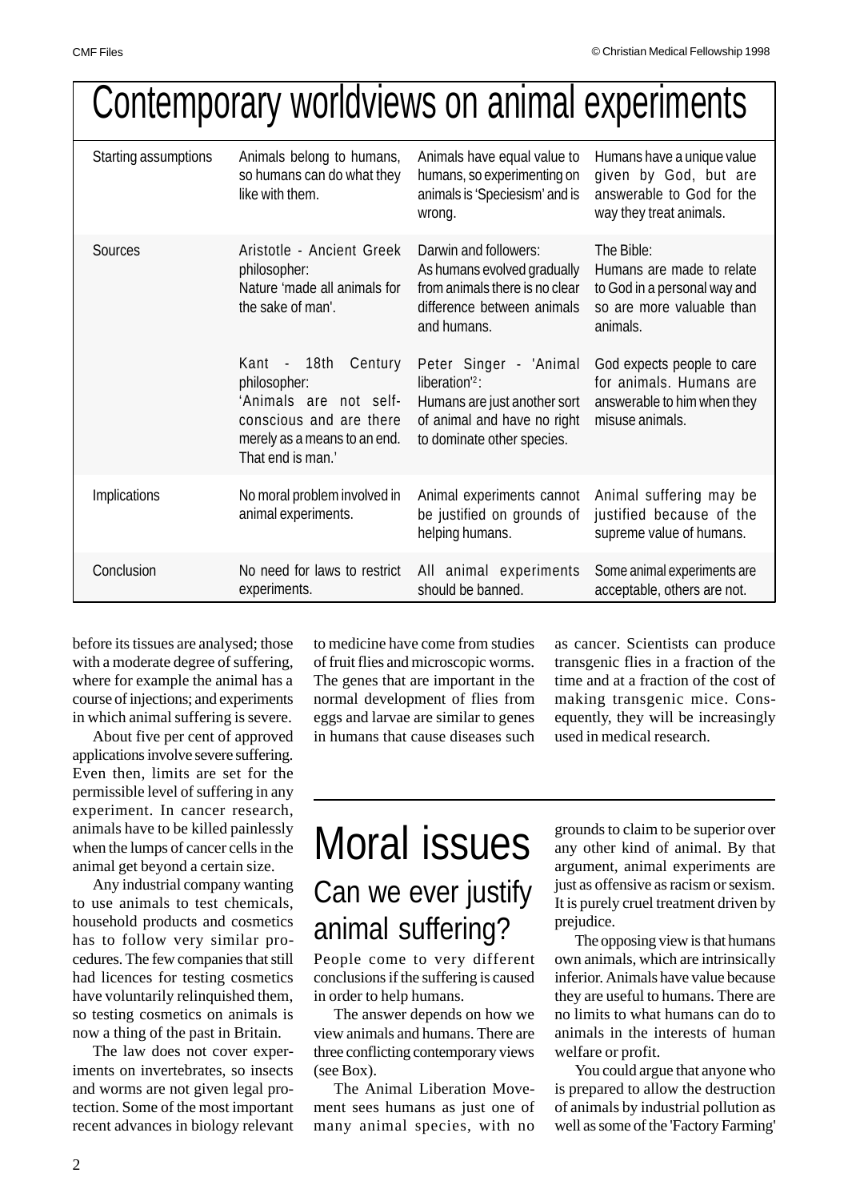# Contemporary worldviews on animal experiments

| | | | |
|---|---|---|---|
| Starting assumptions | Animals belong to humans, so humans can do what they like with them. | Animals have equal value to humans, so experimenting on animals is 'Speciesism' and is wrong. | Humans have a unique value given by God, but are answerable to God for the way they treat animals. |
| Sources | Aristotle - Ancient Greek philosopher: Nature 'made all animals for the sake of man'. | Darwin and followers: As humans evolved gradually from animals there is no clear difference between animals and humans. | The Bible: Humans are made to relate to God in a personal way and so are more valuable than animals. |
| | Kant - 18th Century philosopher: 'Animals are not self-conscious and are there merely as a means to an end. That end is man.' | Peter Singer - 'Animal liberation'[2]: Humans are just another sort of animal and have no right to dominate other species. | God expects people to care for animals. Humans are answerable to him when they misuse animals. |
| Implications | No moral problem involved in animal experiments. | Animal experiments cannot be justified on grounds of helping humans. | Animal suffering may be justified because of the supreme value of humans. |
| Conclusion | No need for laws to restrict experiments. | All animal experiments should be banned. | Some animal experiments are acceptable, others are not. |

before its tissues are analysed; those with a moderate degree of suffering, where for example the animal has a course of injections; and experiments in which animal suffering is severe.

About five per cent of approved applications involve severe suffering. Even then, limits are set for the permissible level of suffering in any experiment. In cancer research, animals have to be killed painlessly when the lumps of cancer cells in the animal get beyond a certain size.

Any industrial company wanting to use animals to test chemicals, household products and cosmetics has to follow very similar procedures. The few companies that still had licences for testing cosmetics have voluntarily relinquished them, so testing cosmetics on animals is now a thing of the past in Britain.

The law does not cover experiments on invertebrates, so insects and worms are not given legal protection. Some of the most important recent advances in biology relevant to medicine have come from studies of fruit flies and microscopic worms. The genes that are important in the normal development of flies from eggs and larvae are similar to genes in humans that cause diseases such as cancer. Scientists can produce transgenic flies in a fraction of the time and at a fraction of the cost of making transgenic mice. Consequently, they will be increasingly used in medical research.

# Moral issues

## Can we ever justify animal suffering?

People come to very different conclusions if the suffering is caused in order to help humans.

The answer depends on how we view animals and humans. There are three conflicting contemporary views (see Box).

The Animal Liberation Movement sees humans as just one of many animal species, with no grounds to claim to be superior over any other kind of animal. By that argument, animal experiments are just as offensive as racism or sexism. It is purely cruel treatment driven by prejudice.

The opposing view is that humans own animals, which are intrinsically inferior. Animals have value because they are useful to humans. There are no limits to what humans can do to animals in the interests of human welfare or profit.

You could argue that anyone who is prepared to allow the destruction of animals by industrial pollution as well as some of the 'Factory Farming'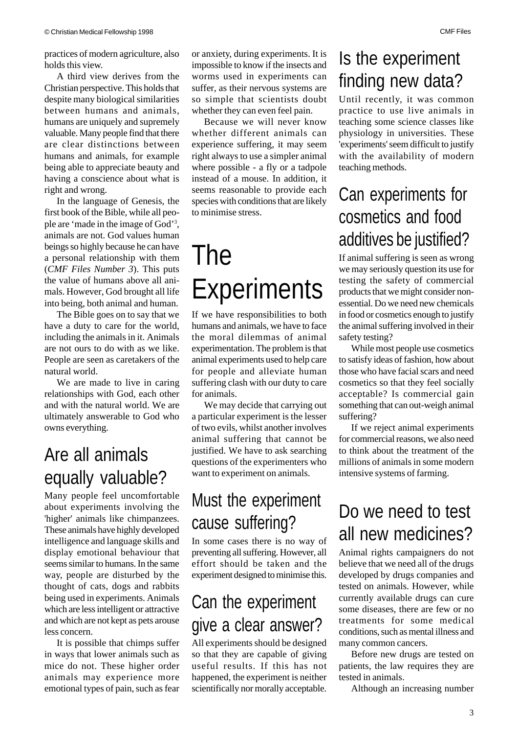practices of modern agriculture, also holds this view.

A third view derives from the Christian perspective. This holds that despite many biological similarities between humans and animals, humans are uniquely and supremely valuable. Many people find that there are clear distinctions between humans and animals, for example being able to appreciate beauty and having a conscience about what is right and wrong.

In the language of Genesis, the first book of the Bible, while all people are 'made in the image of God'[3], animals are not. God values human beings so highly because he can have a personal relationship with them (*CMF Files Number 3*). This puts the value of humans above all animals. However, God brought all life into being, both animal and human.

The Bible goes on to say that we have a duty to care for the world, including the animals in it. Animals are not ours to do with as we like. People are seen as caretakers of the natural world.

We are made to live in caring relationships with God, each other and with the natural world. We are ultimately answerable to God who owns everything.

## Are all animals equally valuable?

Many people feel uncomfortable about experiments involving the 'higher' animals like chimpanzees. These animals have highly developed intelligence and language skills and display emotional behaviour that seems similar to humans. In the same way, people are disturbed by the thought of cats, dogs and rabbits being used in experiments. Animals which are less intelligent or attractive and which are not kept as pets arouse less concern.

It is possible that chimps suffer in ways that lower animals such as mice do not. These higher order animals may experience more emotional types of pain, such as fear or anxiety, during experiments. It is impossible to know if the insects and worms used in experiments can suffer, as their nervous systems are so simple that scientists doubt whether they can even feel pain.

Because we will never know whether different animals can experience suffering, it may seem right always to use a simpler animal where possible - a fly or a tadpole instead of a mouse. In addition, it seems reasonable to provide each species with conditions that are likely to minimise stress.

# The Experiments

If we have responsibilities to both humans and animals, we have to face the moral dilemmas of animal experimentation. The problem is that animal experiments used to help care for people and alleviate human suffering clash with our duty to care for animals.

We may decide that carrying out a particular experiment is the lesser of two evils, whilst another involves animal suffering that cannot be justified. We have to ask searching questions of the experimenters who want to experiment on animals.

## Must the experiment cause suffering?

In some cases there is no way of preventing all suffering. However, all effort should be taken and the experiment designed to minimise this.

## Can the experiment give a clear answer?

All experiments should be designed so that they are capable of giving useful results. If this has not happened, the experiment is neither scientifically nor morally acceptable.

## Is the experiment finding new data?

Until recently, it was common practice to use live animals in teaching some science classes like physiology in universities. These 'experiments' seem difficult to justify with the availability of modern teaching methods.

## Can experiments for cosmetics and food additives be justified?

If animal suffering is seen as wrong we may seriously question its use for testing the safety of commercial products that we might consider non-essential. Do we need new chemicals in food or cosmetics enough to justify the animal suffering involved in their safety testing?

While most people use cosmetics to satisfy ideas of fashion, how about those who have facial scars and need cosmetics so that they feel socially acceptable? Is commercial gain something that can out-weigh animal suffering?

If we reject animal experiments for commercial reasons, we also need to think about the treatment of the millions of animals in some modern intensive systems of farming.

## Do we need to test all new medicines?

Animal rights campaigners do not believe that we need all of the drugs developed by drugs companies and tested on animals. However, while currently available drugs can cure some diseases, there are few or no treatments for some medical conditions, such as mental illness and many common cancers.

Before new drugs are tested on patients, the law requires they are tested in animals.

Although an increasing number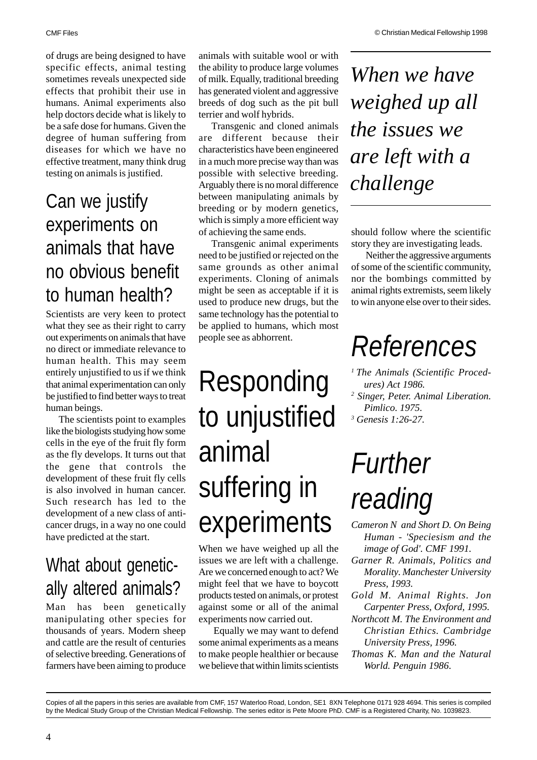of drugs are being designed to have specific effects, animal testing sometimes reveals unexpected side effects that prohibit their use in humans. Animal experiments also help doctors decide what is likely to be a safe dose for humans. Given the degree of human suffering from diseases for which we have no effective treatment, many think drug testing on animals is justified.

## Can we justify experiments on animals that have no obvious benefit to human health?

Scientists are very keen to protect what they see as their right to carry out experiments on animals that have no direct or immediate relevance to human health. This may seem entirely unjustified to us if we think that animal experimentation can only be justified to find better ways to treat human beings.

The scientists point to examples like the biologists studying how some cells in the eye of the fruit fly form as the fly develops. It turns out that the gene that controls the development of these fruit fly cells is also involved in human cancer. Such research has led to the development of a new class of anti-cancer drugs, in a way no one could have predicted at the start.

### What about genetically altered animals?

Man has been genetically manipulating other species for thousands of years. Modern sheep and cattle are the result of centuries of selective breeding. Generations of farmers have been aiming to produce animals with suitable wool or with the ability to produce large volumes of milk. Equally, traditional breeding has generated violent and aggressive breeds of dog such as the pit bull terrier and wolf hybrids.

Transgenic and cloned animals are different because their characteristics have been engineered in a much more precise way than was possible with selective breeding. Arguably there is no moral difference between manipulating animals by breeding or by modern genetics, which is simply a more efficient way of achieving the same ends.

Transgenic animal experiments need to be justified or rejected on the same grounds as other animal experiments. Cloning of animals might be seen as acceptable if it is used to produce new drugs, but the same technology has the potential to be applied to humans, which most people see as abhorrent.

## Responding to unjustified animal suffering in experiments

When we have weighed up all the issues we are left with a challenge. Are we concerned enough to act? We might feel that we have to boycott products tested on animals, or protest against some or all of the animal experiments now carried out.

Equally we may want to defend some animal experiments as a means to make people healthier or because we believe that within limits scientists should follow where the scientific story they are investigating leads.

*When we have weighed up all the issues we are left with a challenge*

Neither the aggressive arguments of some of the scientific community, nor the bombings committed by animal rights extremists, seem likely to win anyone else over to their sides.

## References

*[1] The Animals (Scientific Procedures) Act 1986.*
*[2] Singer, Peter. Animal Liberation. Pimlico. 1975.*
*[3] Genesis 1:26-27.*

## Further reading

*Cameron N and Short D. On Being Human - 'Speciesism and the image of God'. CMF 1991.*
*Garner R. Animals, Politics and Morality. Manchester University Press, 1993.*
*Gold M. Animal Rights. Jon Carpenter Press, Oxford, 1995.*
*Northcott M. The Environment and Christian Ethics. Cambridge University Press, 1996.*
*Thomas K. Man and the Natural World. Penguin 1986.*

Copies of all the papers in this series are available from CMF, 157 Waterloo Road, London, SE1 8XN Telephone 0171 928 4694. This series is compiled by the Medical Study Group of the Christian Medical Fellowship. The series editor is Pete Moore PhD. CMF is a Registered Charity, No. 1039823.